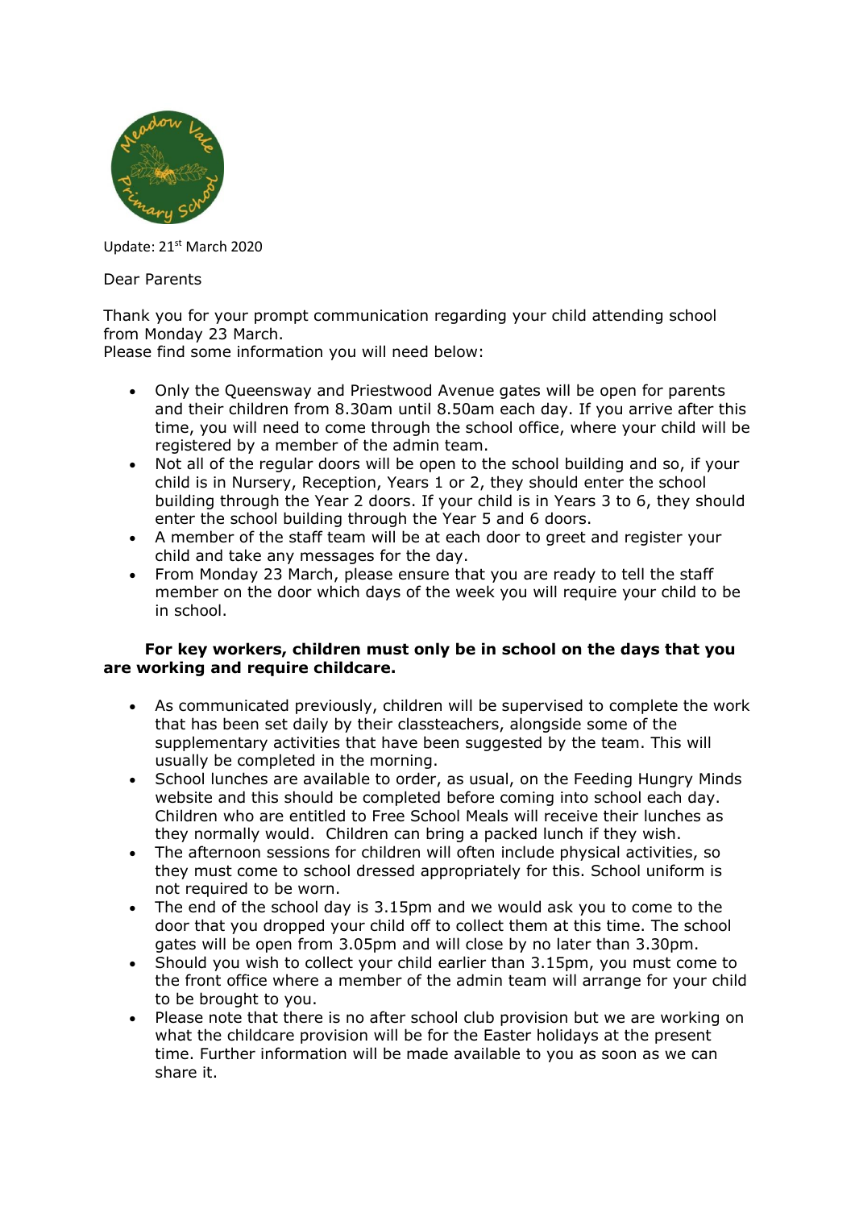Update: 21st March 2020

Dear Parents

Thank you for your prompt communication regarding your child attending school from Monday 23 March.
Please find some information you will need below:

- Only the Queensway and Priestwood Avenue gates will be open for parents and their children from 8.30am until 8.50am each day. If you arrive after this time, you will need to come through the school office, where your child will be registered by a member of the admin team.
- Not all of the regular doors will be open to the school building and so, if your child is in Nursery, Reception, Years 1 or 2, they should enter the school building through the Year 2 doors. If your child is in Years 3 to 6, they should enter the school building through the Year 5 and 6 doors.
- A member of the staff team will be at each door to greet and register your child and take any messages for the day.
- From Monday 23 March, please ensure that you are ready to tell the staff member on the door which days of the week you will require your child to be in school.

**For key workers, children must only be in school on the days that you are working and require childcare.**

- As communicated previously, children will be supervised to complete the work that has been set daily by their classteachers, alongside some of the supplementary activities that have been suggested by the team. This will usually be completed in the morning.
- School lunches are available to order, as usual, on the Feeding Hungry Minds website and this should be completed before coming into school each day. Children who are entitled to Free School Meals will receive their lunches as they normally would. Children can bring a packed lunch if they wish.
- The afternoon sessions for children will often include physical activities, so they must come to school dressed appropriately for this. School uniform is not required to be worn.
- The end of the school day is 3.15pm and we would ask you to come to the door that you dropped your child off to collect them at this time. The school gates will be open from 3.05pm and will close by no later than 3.30pm.
- Should you wish to collect your child earlier than 3.15pm, you must come to the front office where a member of the admin team will arrange for your child to be brought to you.
- Please note that there is no after school club provision but we are working on what the childcare provision will be for the Easter holidays at the present time. Further information will be made available to you as soon as we can share it.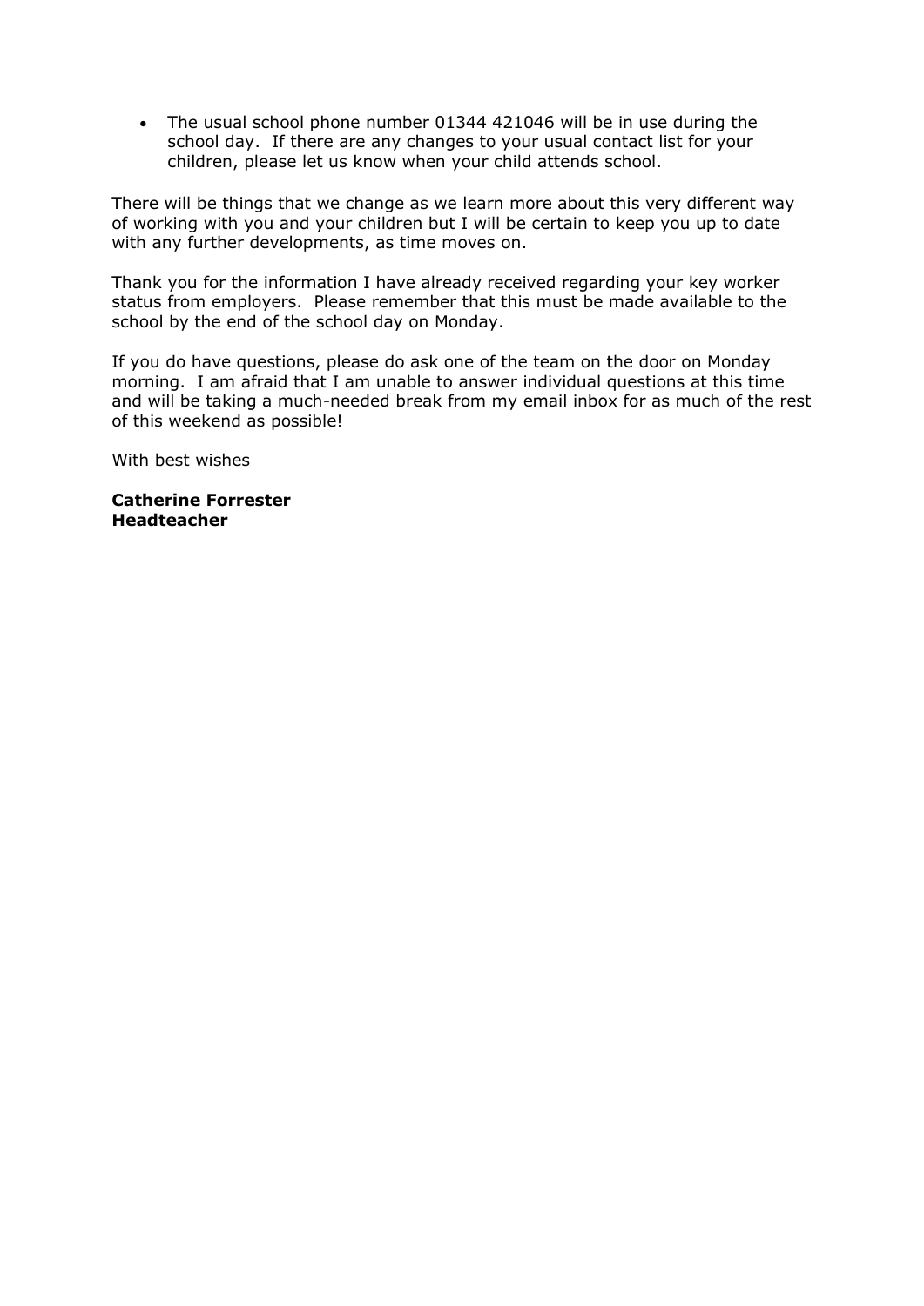- The usual school phone number 01344 421046 will be in use during the school day. If there are any changes to your usual contact list for your children, please let us know when your child attends school.

There will be things that we change as we learn more about this very different way of working with you and your children but I will be certain to keep you up to date with any further developments, as time moves on.

Thank you for the information I have already received regarding your key worker status from employers. Please remember that this must be made available to the school by the end of the school day on Monday.

If you do have questions, please do ask one of the team on the door on Monday morning. I am afraid that I am unable to answer individual questions at this time and will be taking a much-needed break from my email inbox for as much of the rest of this weekend as possible!

With best wishes

**Catherine Forrester**
**Headteacher**